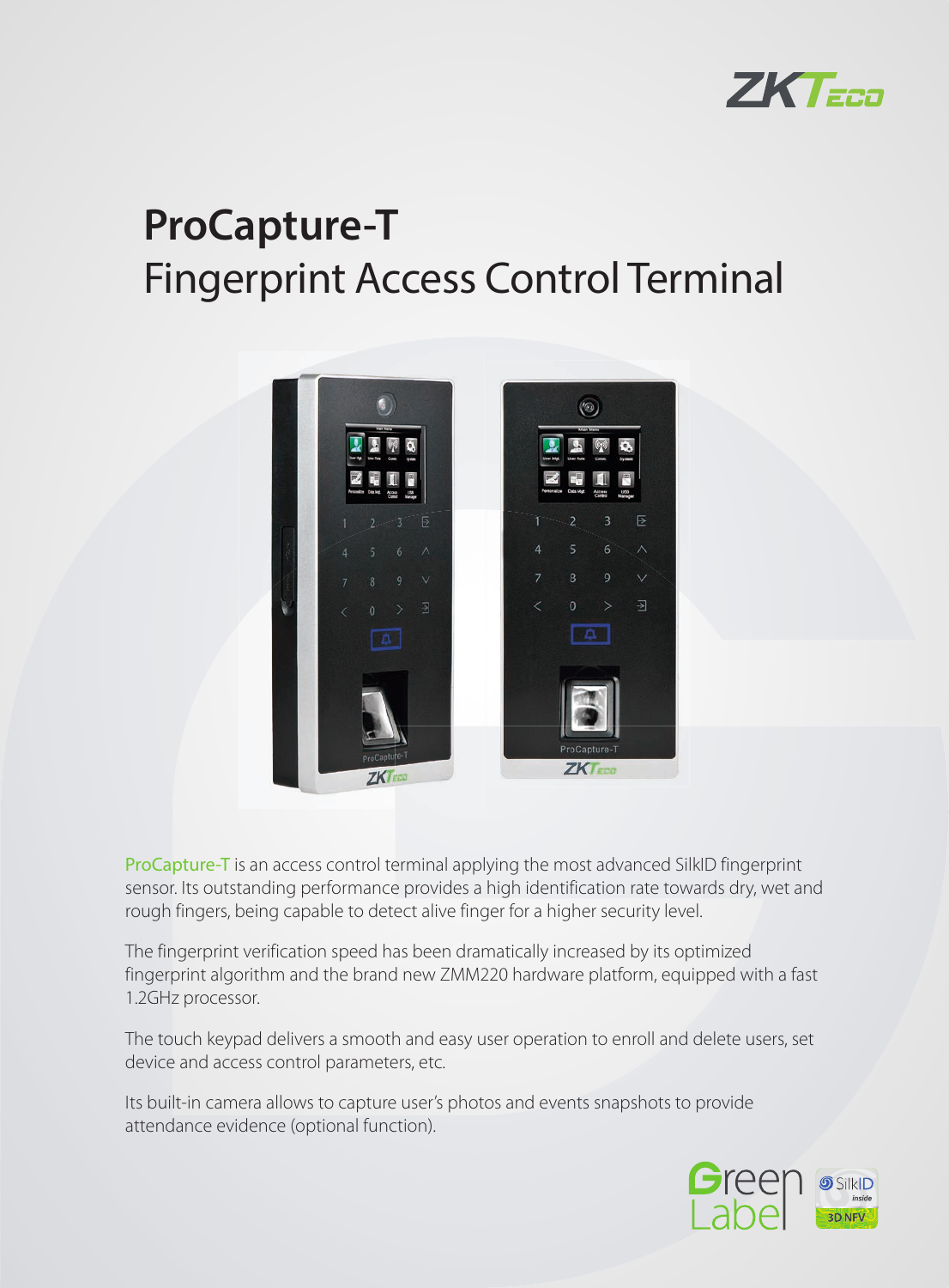# ProCapture-T

## Fingerprint Access Control Terminal

ProCapture-T is an access control terminal applying the most advanced SilkID fingerprint sensor. Its outstanding performance provides a high identification rate towards dry, wet and rough fingers, being capable to detect alive finger for a higher security level.

The fingerprint verification speed has been dramatically increased by its optimized fingerprint algorithm and the brand new ZMM220 hardware platform, equipped with a fast 1.2GHz processor.

The touch keypad delivers a smooth and easy user operation to enroll and delete users, set device and access control parameters, etc.

Its built-in camera allows to capture user's photos and events snapshots to provide attendance evidence (optional function).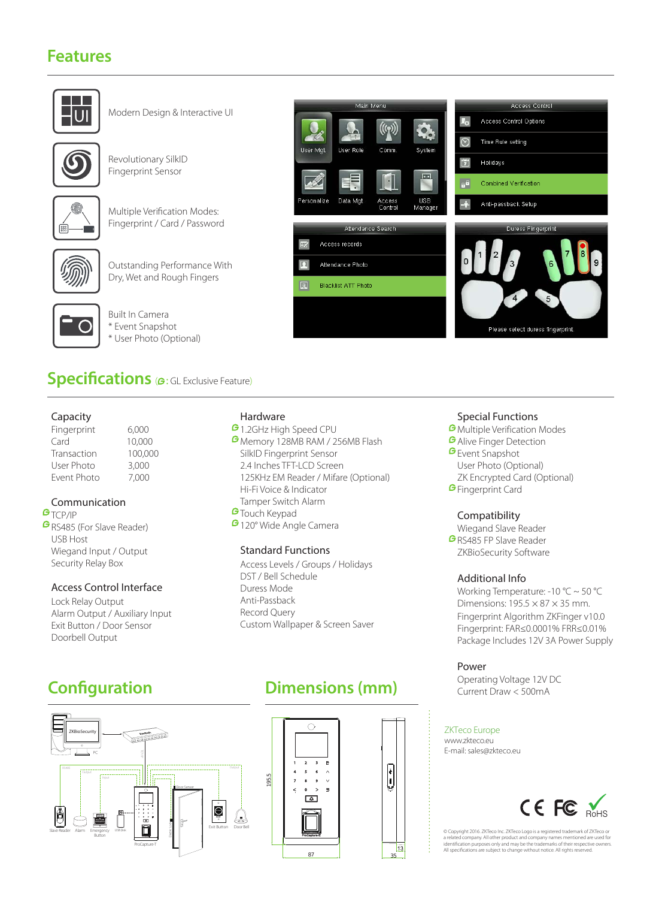## Features

- Modern Design & Interactive UI
- Revolutionary SilkID Fingerprint Sensor
- Multiple Verification Modes: Fingerprint / Card / Password
- Outstanding Performance With Dry, Wet and Rough Fingers
- Built In Camera
  * Event Snapshot
  * User Photo (Optional)

Main Menu
User Mgt. | User Role | Comm. | System
Personalize | Data Mgt | Access Control | USB Manager

Access Control
Access Control Options
Time Rule setting
Holidays
Combined Verification
Anti-passback Setup

Attendance Search
Access records
Attendance Photo
Blacklist ATT Photo

Duress Fingerprint
0 1 2 3 4 5 6 7 8 9
Please select duress fingerprint.

## Specifications (G: GL Exclusive Feature)

### Capacity

| | |
|---|---|
| Fingerprint | 6,000 |
| Card | 10,000 |
| Transaction | 100,000 |
| User Photo | 3,000 |
| Event Photo | 7,000 |

### Communication
- G TCP/IP
- G RS485 (For Slave Reader)
- USB Host
- Wiegand Input / Output
- Security Relay Box

### Access Control Interface
- Lock Relay Output
- Alarm Output / Auxiliary Input
- Exit Button / Door Sensor
- Doorbell Output

### Hardware
- G 1.2GHz High Speed CPU
- G Memory 128MB RAM / 256MB Flash
- SilkID Fingerprint Sensor
- 2.4 Inches TFT-LCD Screen
- 125KHz EM Reader / Mifare (Optional)
- Hi-Fi Voice & Indicator
- Tamper Switch Alarm
- G Touch Keypad
- G 120° Wide Angle Camera

### Standard Functions
- Access Levels / Groups / Holidays
- DST / Bell Schedule
- Duress Mode
- Anti-Passback
- Record Query
- Custom Wallpaper & Screen Saver

### Special Functions
- G Multiple Verification Modes
- G Alive Finger Detection
- G Event Snapshot
- User Photo (Optional)
- ZK Encrypted Card (Optional)
- G Fingerprint Card

### Compatibility
- Wiegand Slave Reader
- G RS485 FP Slave Reader
- ZKBioSecurity Software

### Additional Info
- Working Temperature: -10 °C ~ 50 °C
- Dimensions: 195.5 × 87 × 35 mm.
- Fingerprint Algorithm ZKFinger v10.0
- Fingerprint: FAR≤0.0001% FRR≤0.01%
- Package Includes 12V 3A Power Supply

### Power
- Operating Voltage 12V DC
- Current Draw < 500mA

## Configuration

ZKBioSecurity
PC
Switch
Slave Reader
Alarm
Emergency Button
USB Disk
ProCapture-T
Door Sensor
Exit Button
Door Bell

## Dimensions (mm)

195.5
87
13
35

ZKTeco Europe
www.zkteco.eu
E-mail: sales@zkteco.eu

CE FC RoHS

© Copyright 2016. ZKTeco Inc. ZKTeco Logo is a registered trademark of ZKTeco or a related company. All other product and company names mentioned are used for identification purposes only and may be the trademarks of their respective owners. All specifications are subject to change without notice. All rights reserved.